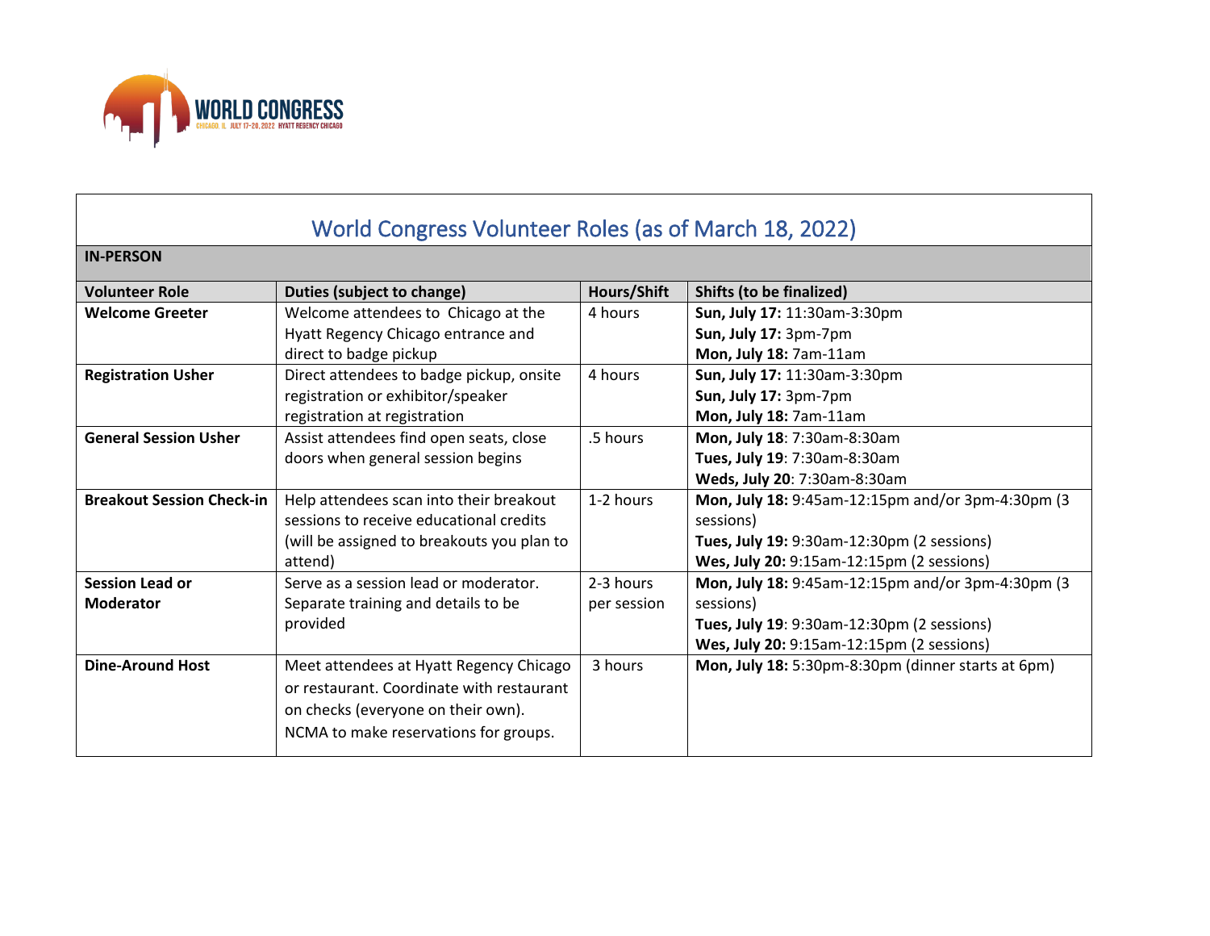WORLD CONGRESS

CHICAGO, IL JULY 17-20, 2022 HYATT REGENCY CHICAGO

# World Congress Volunteer Roles (as of March 18, 2022)

**IN-PERSON**

| Volunteer Role | Duties (subject to change) | Hours/Shift | Shifts (to be finalized) |
|---|---|---|---|
| **Welcome Greeter** | Welcome attendees to Chicago at the Hyatt Regency Chicago entrance and direct to badge pickup | 4 hours | **Sun, July 17:** 11:30am-3:30pm<br>**Sun, July 17:** 3pm-7pm<br>**Mon, July 18:** 7am-11am |
| **Registration Usher** | Direct attendees to badge pickup, onsite registration or exhibitor/speaker registration at registration | 4 hours | **Sun, July 17:** 11:30am-3:30pm<br>**Sun, July 17:** 3pm-7pm<br>**Mon, July 18:** 7am-11am |
| **General Session Usher** | Assist attendees find open seats, close doors when general session begins | .5 hours | **Mon, July 18**: 7:30am-8:30am<br>**Tues, July 19**: 7:30am-8:30am<br>**Weds, July 20**: 7:30am-8:30am |
| **Breakout Session Check-in** | Help attendees scan into their breakout sessions to receive educational credits (will be assigned to breakouts you plan to attend) | 1-2 hours | **Mon, July 18:** 9:45am-12:15pm and/or 3pm-4:30pm (3 sessions)<br>**Tues, July 19:** 9:30am-12:30pm (2 sessions)<br>**Wes, July 20:** 9:15am-12:15pm (2 sessions) |
| **Session Lead or Moderator** | Serve as a session lead or moderator. Separate training and details to be provided | 2-3 hours per session | **Mon, July 18:** 9:45am-12:15pm and/or 3pm-4:30pm (3 sessions)<br>**Tues, July 19**: 9:30am-12:30pm (2 sessions)<br>**Wes, July 20:** 9:15am-12:15pm (2 sessions) |
| **Dine-Around Host** | Meet attendees at Hyatt Regency Chicago or restaurant. Coordinate with restaurant on checks (everyone on their own). NCMA to make reservations for groups. | 3 hours | **Mon, July 18:** 5:30pm-8:30pm (dinner starts at 6pm) |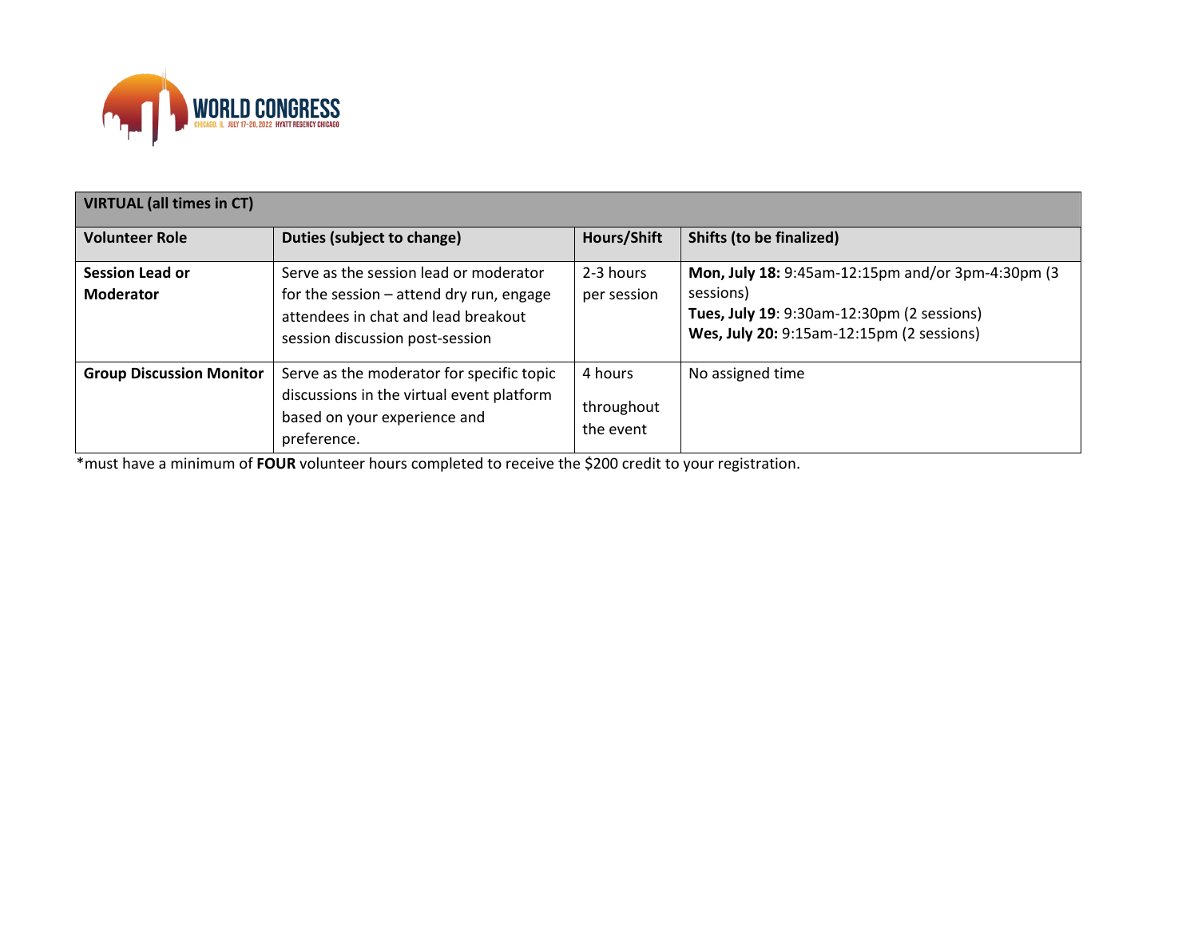| VIRTUAL (all times in CT) | | | |
|---|---|---|---|
| **Volunteer Role** | **Duties (subject to change)** | **Hours/Shift** | **Shifts (to be finalized)** |
| **Session Lead or Moderator** | Serve as the session lead or moderator for the session – attend dry run, engage attendees in chat and lead breakout session discussion post-session | 2-3 hours per session | **Mon, July 18:** 9:45am-12:15pm and/or 3pm-4:30pm (3 sessions)<br>**Tues, July 19**: 9:30am-12:30pm (2 sessions)<br>**Wes, July 20:** 9:15am-12:15pm (2 sessions) |
| **Group Discussion Monitor** | Serve as the moderator for specific topic discussions in the virtual event platform based on your experience and preference. | 4 hours throughout the event | No assigned time |

*must have a minimum of **FOUR** volunteer hours completed to receive the $200 credit to your registration.